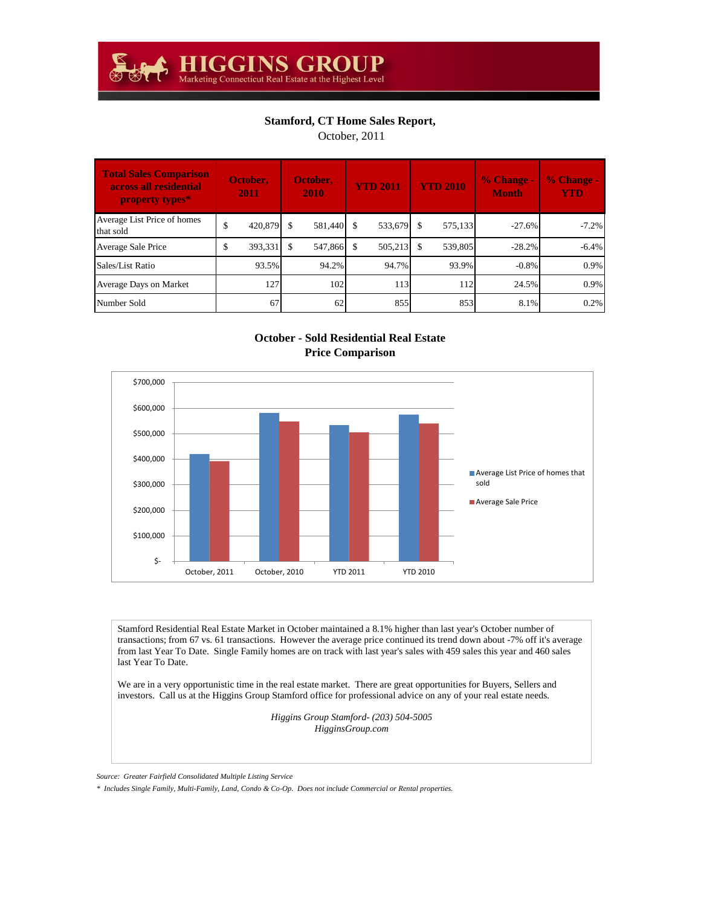# HIGGINS GROUP

Marketing Connecticut Real Estate at the Highest Level

## Stamford, CT Home Sales Report,

October, 2011

| Total Sales Comparison across all residential property types* | October, 2011 | October, 2010 | YTD 2011 | YTD 2010 | % Change - Month | % Change - YTD |
|---|---|---|---|---|---|---|
| Average List Price of homes that sold | $ 420,879 | $ 581,440 | $ 533,679 | $ 575,133 | -27.6% | -7.2% |
| Average Sale Price | $ 393,331 | $ 547,866 | $ 505,213 | $ 539,805 | -28.2% | -6.4% |
| Sales/List Ratio | 93.5% | 94.2% | 94.7% | 93.9% | -0.8% | 0.9% |
| Average Days on Market | 127 | 102 | 113 | 112 | 24.5% | 0.9% |
| Number Sold | 67 | 62 | 855 | 853 | 8.1% | 0.2% |

### October - Sold Residential Real Estate Price Comparison

| | Average List Price of homes that sold | Average Sale Price |
|---|---|---|
| October, 2011 | $420,879 | $393,331 |
| October, 2010 | $581,440 | $547,866 |
| YTD 2011 | $533,679 | $505,213 |
| YTD 2010 | $575,133 | $539,805 |

Stamford Residential Real Estate Market in October maintained a 8.1% higher than last year's October number of transactions; from 67 vs. 61 transactions. However the average price continued its trend down about -7% off it's average from last Year To Date. Single Family homes are on track with last year's sales with 459 sales this year and 460 sales last Year To Date.

We are in a very opportunistic time in the real estate market. There are great opportunities for Buyers, Sellers and investors. Call us at the Higgins Group Stamford office for professional advice on any of your real estate needs.

*Higgins Group Stamford- (203) 504-5005*
*HigginsGroup.com*

*Source: Greater Fairfield Consolidated Multiple Listing Service*

*\* Includes Single Family, Multi-Family, Land, Condo & Co-Op. Does not include Commercial or Rental properties.*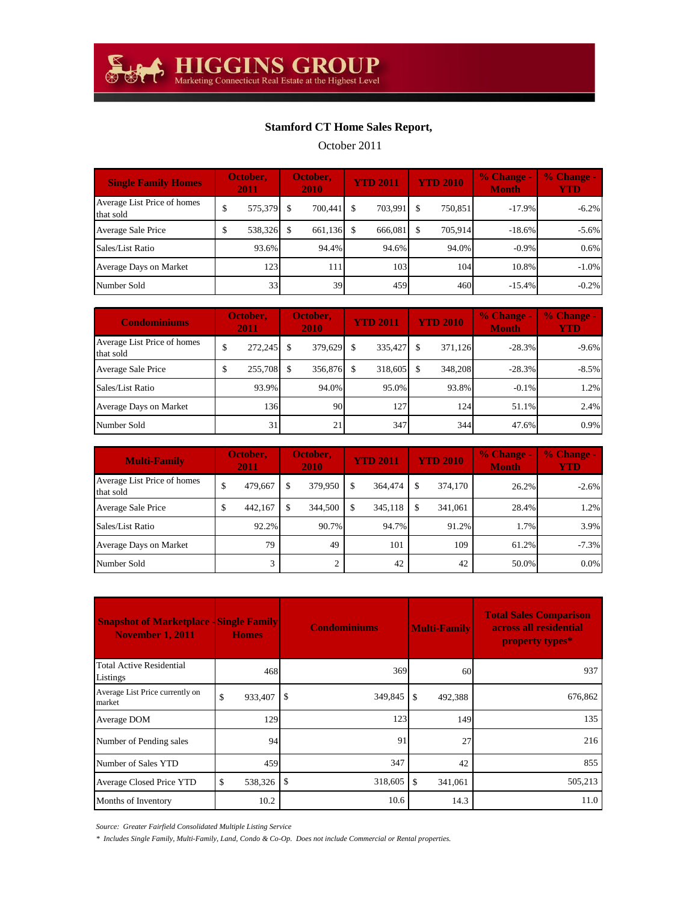HIGGINS GROUP

Marketing Connecticut Real Estate at the Highest Level

**Stamford CT Home Sales Report,**

October 2011

| Single Family Homes | October, 2011 | October, 2010 | YTD 2011 | YTD 2010 | % Change - Month | % Change - YTD |
|---|---|---|---|---|---|---|
| Average List Price of homes that sold | $ 575,379 | $ 700,441 | $ 703,991 | $ 750,851 | -17.9% | -6.2% |
| Average Sale Price | $ 538,326 | $ 661,136 | $ 666,081 | $ 705,914 | -18.6% | -5.6% |
| Sales/List Ratio | 93.6% | 94.4% | 94.6% | 94.0% | -0.9% | 0.6% |
| Average Days on Market | 123 | 111 | 103 | 104 | 10.8% | -1.0% |
| Number Sold | 33 | 39 | 459 | 460 | -15.4% | -0.2% |

| Condominiums | October, 2011 | October, 2010 | YTD 2011 | YTD 2010 | % Change - Month | % Change - YTD |
|---|---|---|---|---|---|---|
| Average List Price of homes that sold | $ 272,245 | $ 379,629 | $ 335,427 | $ 371,126 | -28.3% | -9.6% |
| Average Sale Price | $ 255,708 | $ 356,876 | $ 318,605 | $ 348,208 | -28.3% | -8.5% |
| Sales/List Ratio | 93.9% | 94.0% | 95.0% | 93.8% | -0.1% | 1.2% |
| Average Days on Market | 136 | 90 | 127 | 124 | 51.1% | 2.4% |
| Number Sold | 31 | 21 | 347 | 344 | 47.6% | 0.9% |

| Multi-Family | October, 2011 | October, 2010 | YTD 2011 | YTD 2010 | % Change - Month | % Change - YTD |
|---|---|---|---|---|---|---|
| Average List Price of homes that sold | $ 479,667 | $ 379,950 | $ 364,474 | $ 374,170 | 26.2% | -2.6% |
| Average Sale Price | $ 442,167 | $ 344,500 | $ 345,118 | $ 341,061 | 28.4% | 1.2% |
| Sales/List Ratio | 92.2% | 90.7% | 94.7% | 91.2% | 1.7% | 3.9% |
| Average Days on Market | 79 | 49 | 101 | 109 | 61.2% | -7.3% |
| Number Sold | 3 | 2 | 42 | 42 | 50.0% | 0.0% |

| Snapshot of Marketplace - November 1, 2011 | Single Family Homes | Condominiums | Multi-Family | Total Sales Comparison across all residential property types* |
|---|---|---|---|---|
| Total Active Residential Listings | 468 | 369 | 60 | 937 |
| Average List Price currently on market | $ 933,407 | $ 349,845 | $ 492,388 | 676,862 |
| Average DOM | 129 | 123 | 149 | 135 |
| Number of Pending sales | 94 | 91 | 27 | 216 |
| Number of Sales YTD | 459 | 347 | 42 | 855 |
| Average Closed Price YTD | $ 538,326 | $ 318,605 | $ 341,061 | 505,213 |
| Months of Inventory | 10.2 | 10.6 | 14.3 | 11.0 |

*Source: Greater Fairfield Consolidated Multiple Listing Service*

*\* Includes Single Family, Multi-Family, Land, Condo & Co-Op. Does not include Commercial or Rental properties.*